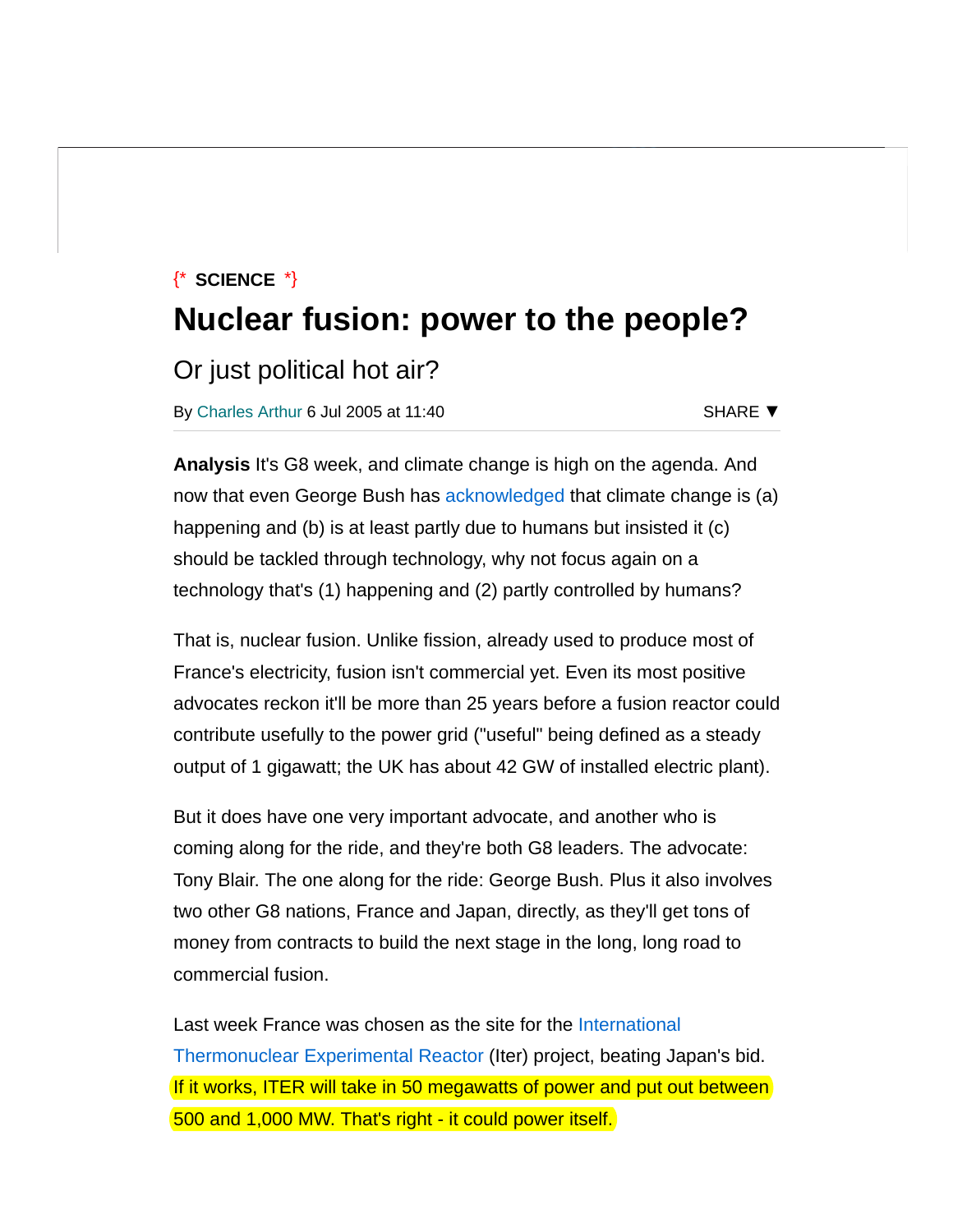{* **SCIENCE** *}

# Nuclear fusion: power to the people?

## Or just political hot air?

By Charles Arthur 6 Jul 2005 at 11:40

SHARE ▼

**Analysis** It's G8 week, and climate change is high on the agenda. And now that even George Bush has acknowledged that climate change is (a) happening and (b) is at least partly due to humans but insisted it (c) should be tackled through technology, why not focus again on a technology that's (1) happening and (2) partly controlled by humans?

That is, nuclear fusion. Unlike fission, already used to produce most of France's electricity, fusion isn't commercial yet. Even its most positive advocates reckon it'll be more than 25 years before a fusion reactor could contribute usefully to the power grid ("useful" being defined as a steady output of 1 gigawatt; the UK has about 42 GW of installed electric plant).

But it does have one very important advocate, and another who is coming along for the ride, and they're both G8 leaders. The advocate: Tony Blair. The one along for the ride: George Bush. Plus it also involves two other G8 nations, France and Japan, directly, as they'll get tons of money from contracts to build the next stage in the long, long road to commercial fusion.

Last week France was chosen as the site for the International Thermonuclear Experimental Reactor (Iter) project, beating Japan's bid. If it works, ITER will take in 50 megawatts of power and put out between 500 and 1,000 MW. That's right - it could power itself.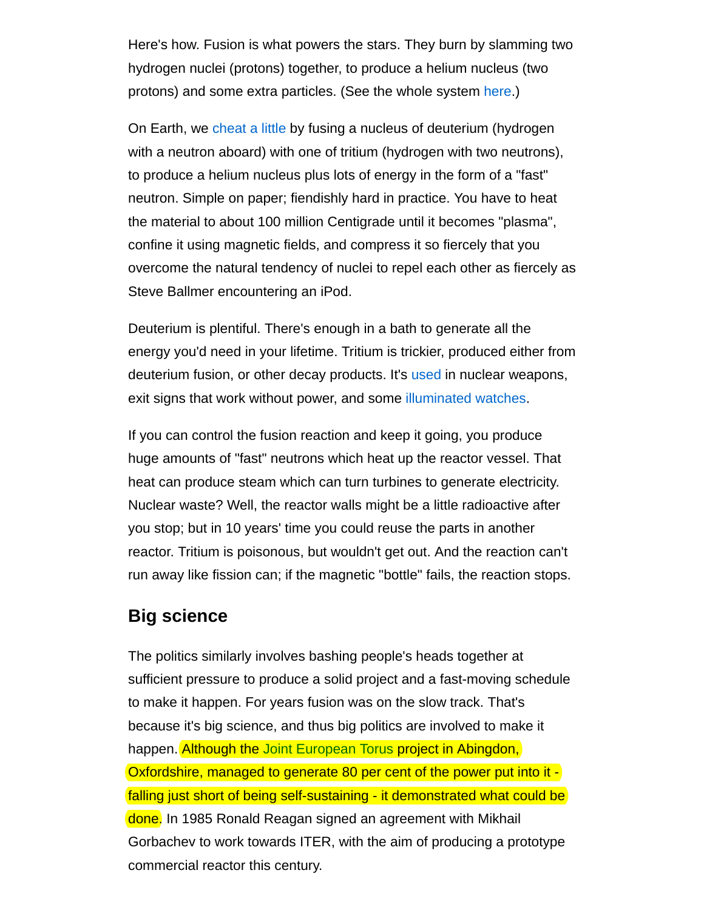Here's how. Fusion is what powers the stars. They burn by slamming two hydrogen nuclei (protons) together, to produce a helium nucleus (two protons) and some extra particles. (See the whole system here.)

On Earth, we cheat a little by fusing a nucleus of deuterium (hydrogen with a neutron aboard) with one of tritium (hydrogen with two neutrons), to produce a helium nucleus plus lots of energy in the form of a "fast" neutron. Simple on paper; fiendishly hard in practice. You have to heat the material to about 100 million Centigrade until it becomes "plasma", confine it using magnetic fields, and compress it so fiercely that you overcome the natural tendency of nuclei to repel each other as fiercely as Steve Ballmer encountering an iPod.

Deuterium is plentiful. There's enough in a bath to generate all the energy you'd need in your lifetime. Tritium is trickier, produced either from deuterium fusion, or other decay products. It's used in nuclear weapons, exit signs that work without power, and some illuminated watches.

If you can control the fusion reaction and keep it going, you produce huge amounts of "fast" neutrons which heat up the reactor vessel. That heat can produce steam which can turn turbines to generate electricity. Nuclear waste? Well, the reactor walls might be a little radioactive after you stop; but in 10 years' time you could reuse the parts in another reactor. Tritium is poisonous, but wouldn't get out. And the reaction can't run away like fission can; if the magnetic "bottle" fails, the reaction stops.

## Big science

The politics similarly involves bashing people's heads together at sufficient pressure to produce a solid project and a fast-moving schedule to make it happen. For years fusion was on the slow track. That's because it's big science, and thus big politics are involved to make it happen. Although the Joint European Torus project in Abingdon, Oxfordshire, managed to generate 80 per cent of the power put into it - falling just short of being self-sustaining - it demonstrated what could be done. In 1985 Ronald Reagan signed an agreement with Mikhail Gorbachev to work towards ITER, with the aim of producing a prototype commercial reactor this century.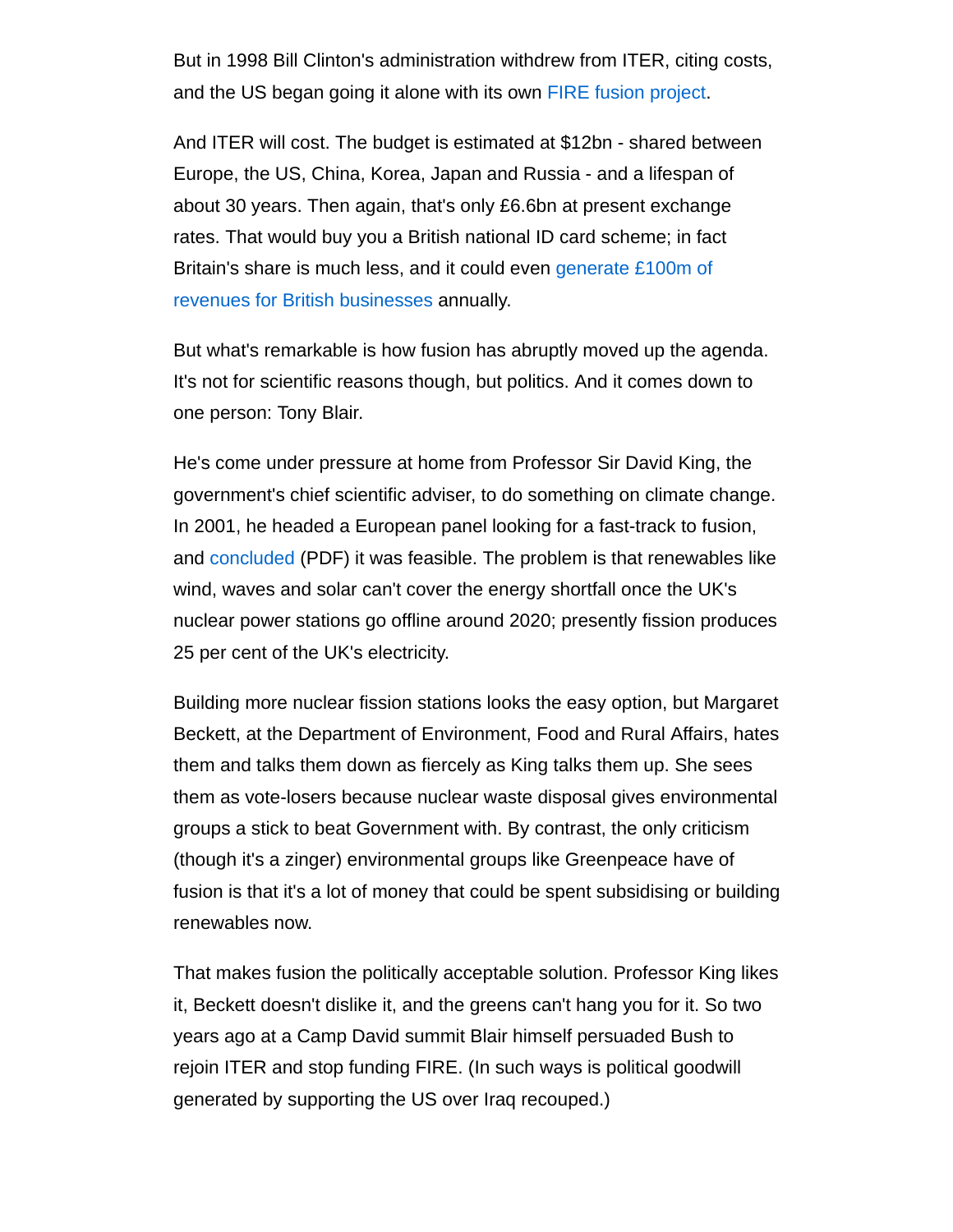But in 1998 Bill Clinton's administration withdrew from ITER, citing costs, and the US began going it alone with its own FIRE fusion project.

And ITER will cost. The budget is estimated at $12bn - shared between Europe, the US, China, Korea, Japan and Russia - and a lifespan of about 30 years. Then again, that's only £6.6bn at present exchange rates. That would buy you a British national ID card scheme; in fact Britain's share is much less, and it could even generate £100m of revenues for British businesses annually.

But what's remarkable is how fusion has abruptly moved up the agenda. It's not for scientific reasons though, but politics. And it comes down to one person: Tony Blair.

He's come under pressure at home from Professor Sir David King, the government's chief scientific adviser, to do something on climate change. In 2001, he headed a European panel looking for a fast-track to fusion, and concluded (PDF) it was feasible. The problem is that renewables like wind, waves and solar can't cover the energy shortfall once the UK's nuclear power stations go offline around 2020; presently fission produces 25 per cent of the UK's electricity.

Building more nuclear fission stations looks the easy option, but Margaret Beckett, at the Department of Environment, Food and Rural Affairs, hates them and talks them down as fiercely as King talks them up. She sees them as vote-losers because nuclear waste disposal gives environmental groups a stick to beat Government with. By contrast, the only criticism (though it's a zinger) environmental groups like Greenpeace have of fusion is that it's a lot of money that could be spent subsidising or building renewables now.

That makes fusion the politically acceptable solution. Professor King likes it, Beckett doesn't dislike it, and the greens can't hang you for it. So two years ago at a Camp David summit Blair himself persuaded Bush to rejoin ITER and stop funding FIRE. (In such ways is political goodwill generated by supporting the US over Iraq recouped.)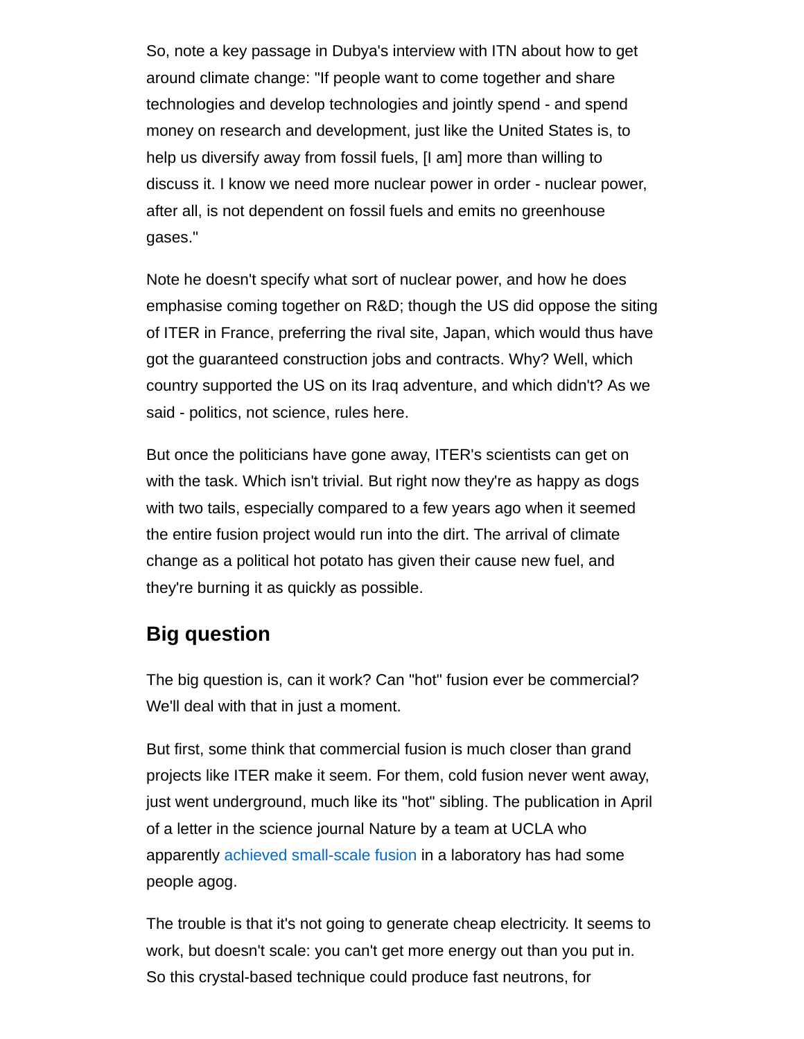So, note a key passage in Dubya's interview with ITN about how to get around climate change: "If people want to come together and share technologies and develop technologies and jointly spend - and spend money on research and development, just like the United States is, to help us diversify away from fossil fuels, [I am] more than willing to discuss it. I know we need more nuclear power in order - nuclear power, after all, is not dependent on fossil fuels and emits no greenhouse gases."

Note he doesn't specify what sort of nuclear power, and how he does emphasise coming together on R&D; though the US did oppose the siting of ITER in France, preferring the rival site, Japan, which would thus have got the guaranteed construction jobs and contracts. Why? Well, which country supported the US on its Iraq adventure, and which didn't? As we said - politics, not science, rules here.

But once the politicians have gone away, ITER's scientists can get on with the task. Which isn't trivial. But right now they're as happy as dogs with two tails, especially compared to a few years ago when it seemed the entire fusion project would run into the dirt. The arrival of climate change as a political hot potato has given their cause new fuel, and they're burning it as quickly as possible.

## Big question

The big question is, can it work? Can "hot" fusion ever be commercial? We'll deal with that in just a moment.

But first, some think that commercial fusion is much closer than grand projects like ITER make it seem. For them, cold fusion never went away, just went underground, much like its "hot" sibling. The publication in April of a letter in the science journal Nature by a team at UCLA who apparently achieved small-scale fusion in a laboratory has had some people agog.

The trouble is that it's not going to generate cheap electricity. It seems to work, but doesn't scale: you can't get more energy out than you put in. So this crystal-based technique could produce fast neutrons, for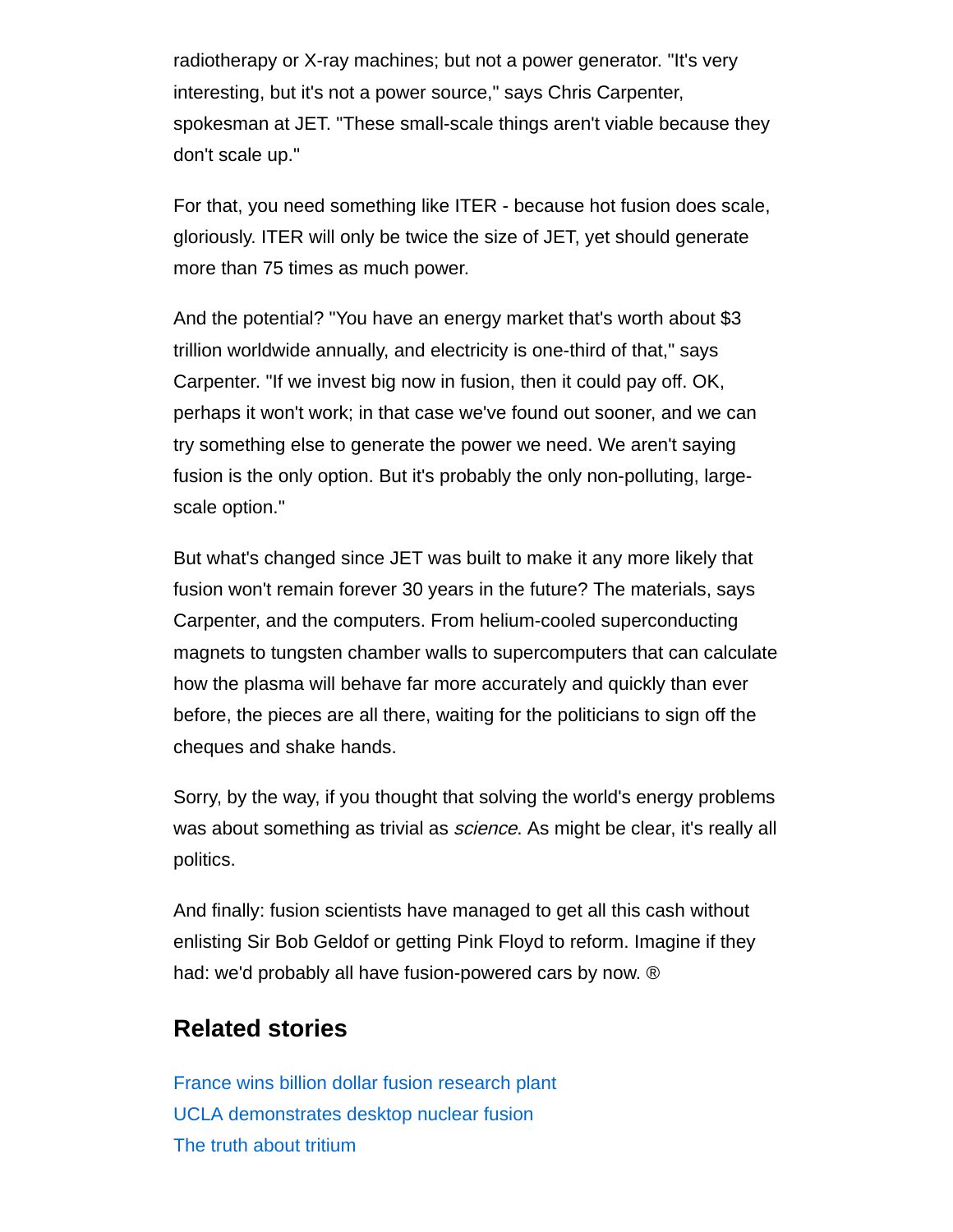radiotherapy or X-ray machines; but not a power generator. "It's very interesting, but it's not a power source," says Chris Carpenter, spokesman at JET. "These small-scale things aren't viable because they don't scale up."

For that, you need something like ITER - because hot fusion does scale, gloriously. ITER will only be twice the size of JET, yet should generate more than 75 times as much power.

And the potential? "You have an energy market that's worth about $3 trillion worldwide annually, and electricity is one-third of that," says Carpenter. "If we invest big now in fusion, then it could pay off. OK, perhaps it won't work; in that case we've found out sooner, and we can try something else to generate the power we need. We aren't saying fusion is the only option. But it's probably the only non-polluting, large-scale option."

But what's changed since JET was built to make it any more likely that fusion won't remain forever 30 years in the future? The materials, says Carpenter, and the computers. From helium-cooled superconducting magnets to tungsten chamber walls to supercomputers that can calculate how the plasma will behave far more accurately and quickly than ever before, the pieces are all there, waiting for the politicians to sign off the cheques and shake hands.

Sorry, by the way, if you thought that solving the world's energy problems was about something as trivial as *science*. As might be clear, it's really all politics.

And finally: fusion scientists have managed to get all this cash without enlisting Sir Bob Geldof or getting Pink Floyd to reform. Imagine if they had: we'd probably all have fusion-powered cars by now. ®

## Related stories

France wins billion dollar fusion research plant
UCLA demonstrates desktop nuclear fusion
The truth about tritium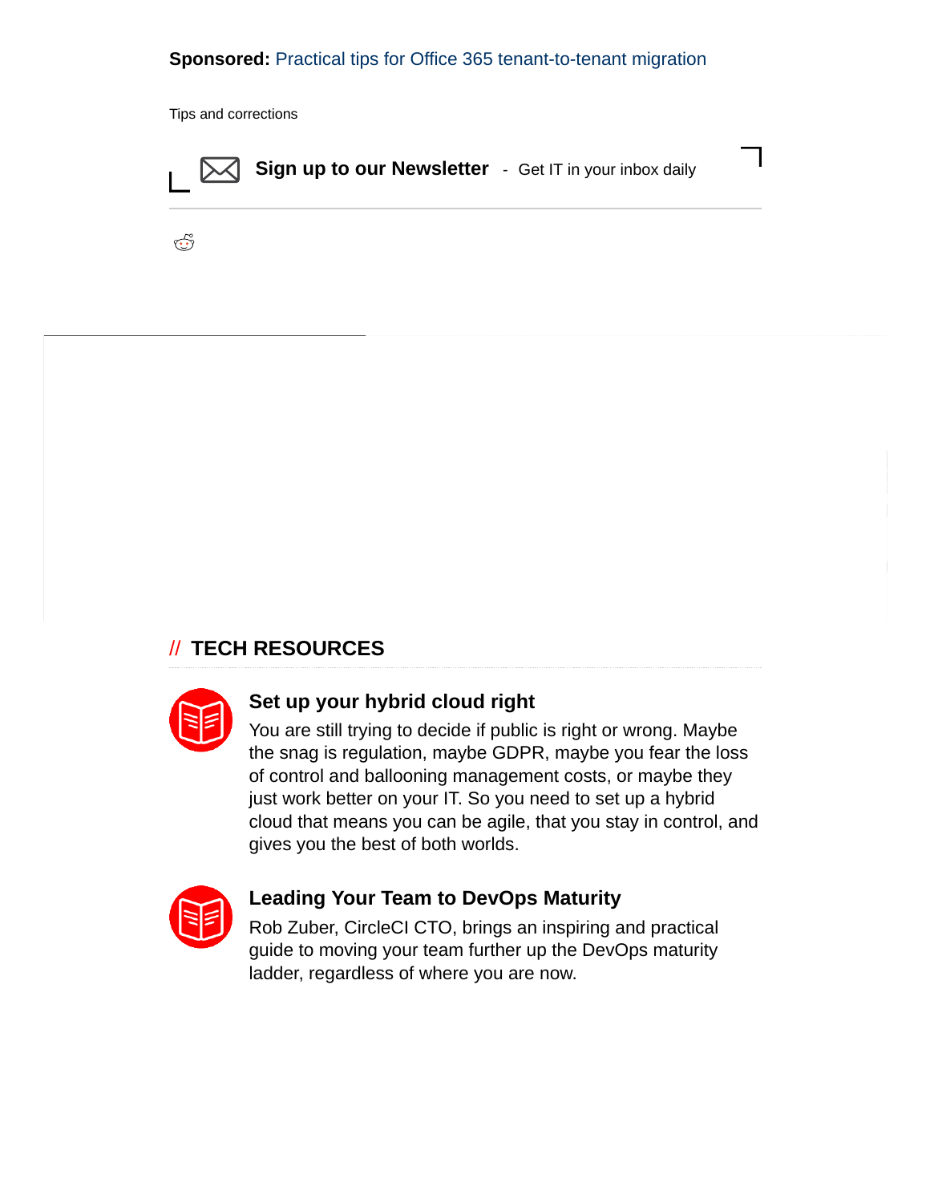**Sponsored:** Practical tips for Office 365 tenant-to-tenant migration

Tips and corrections

**Sign up to our Newsletter** - Get IT in your inbox daily

## // TECH RESOURCES

### Set up your hybrid cloud right

You are still trying to decide if public is right or wrong. Maybe the snag is regulation, maybe GDPR, maybe you fear the loss of control and ballooning management costs, or maybe they just work better on your IT. So you need to set up a hybrid cloud that means you can be agile, that you stay in control, and gives you the best of both worlds.

### Leading Your Team to DevOps Maturity

Rob Zuber, CircleCI CTO, brings an inspiring and practical guide to moving your team further up the DevOps maturity ladder, regardless of where you are now.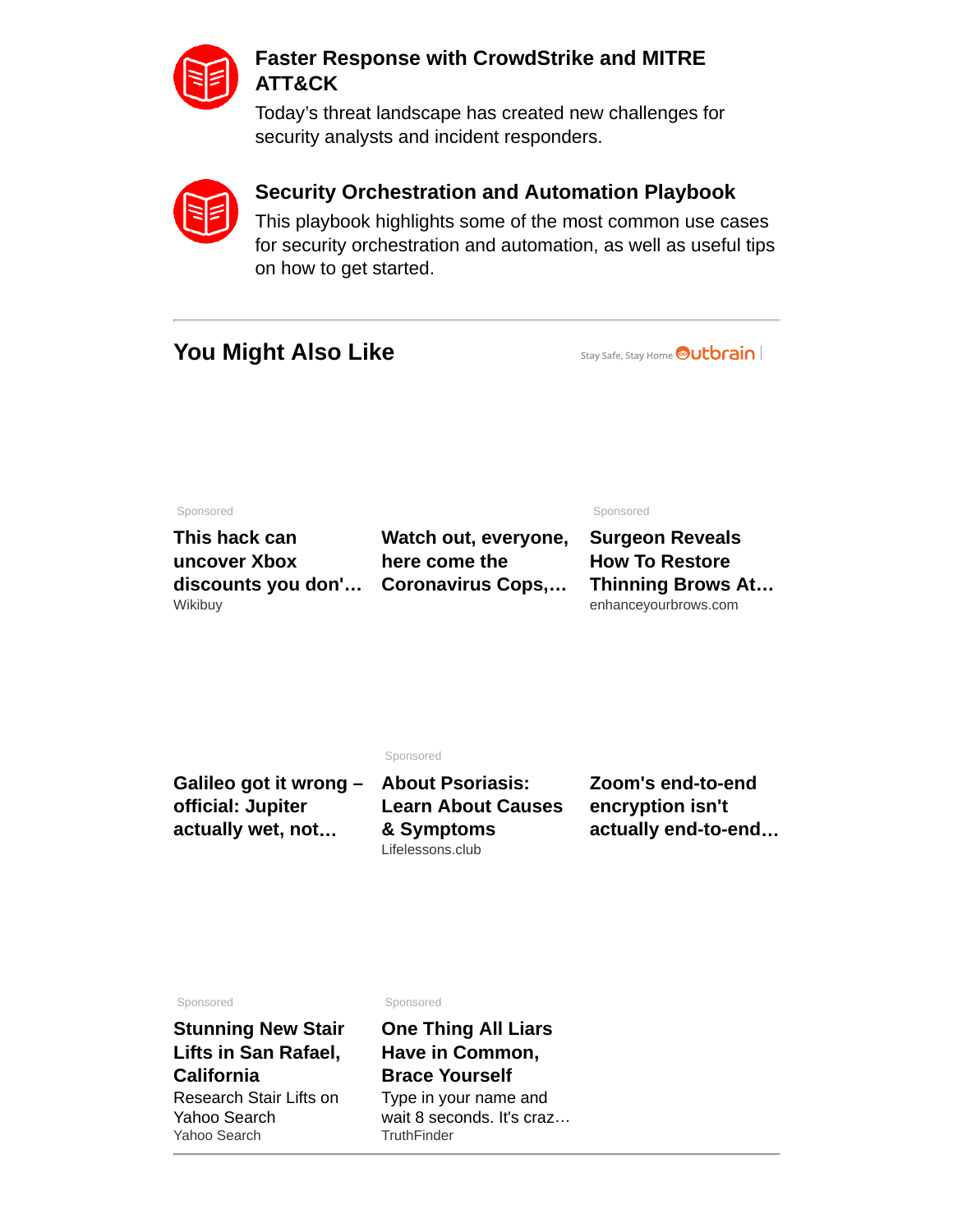### Faster Response with CrowdStrike and MITRE ATT&CK

Today's threat landscape has created new challenges for security analysts and incident responders.

### Security Orchestration and Automation Playbook

This playbook highlights some of the most common use cases for security orchestration and automation, as well as useful tips on how to get started.

---

## You Might Also Like

Stay Safe, Stay Home Outbrain

Sponsored

**This hack can uncover Xbox discounts you don'…**
Wikibuy

**Watch out, everyone, here come the Coronavirus Cops,…**

Sponsored

**Surgeon Reveals How To Restore Thinning Brows At…**
enhanceyourbrows.com

**Galileo got it wrong – official: Jupiter actually wet, not…**

Sponsored

**About Psoriasis: Learn About Causes & Symptoms**
Lifelessons.club

**Zoom's end-to-end encryption isn't actually end-to-end…**

Sponsored

**Stunning New Stair Lifts in San Rafael, California**
Research Stair Lifts on Yahoo Search
Yahoo Search

Sponsored

**One Thing All Liars Have in Common, Brace Yourself**
Type in your name and wait 8 seconds. It's craz…
TruthFinder

---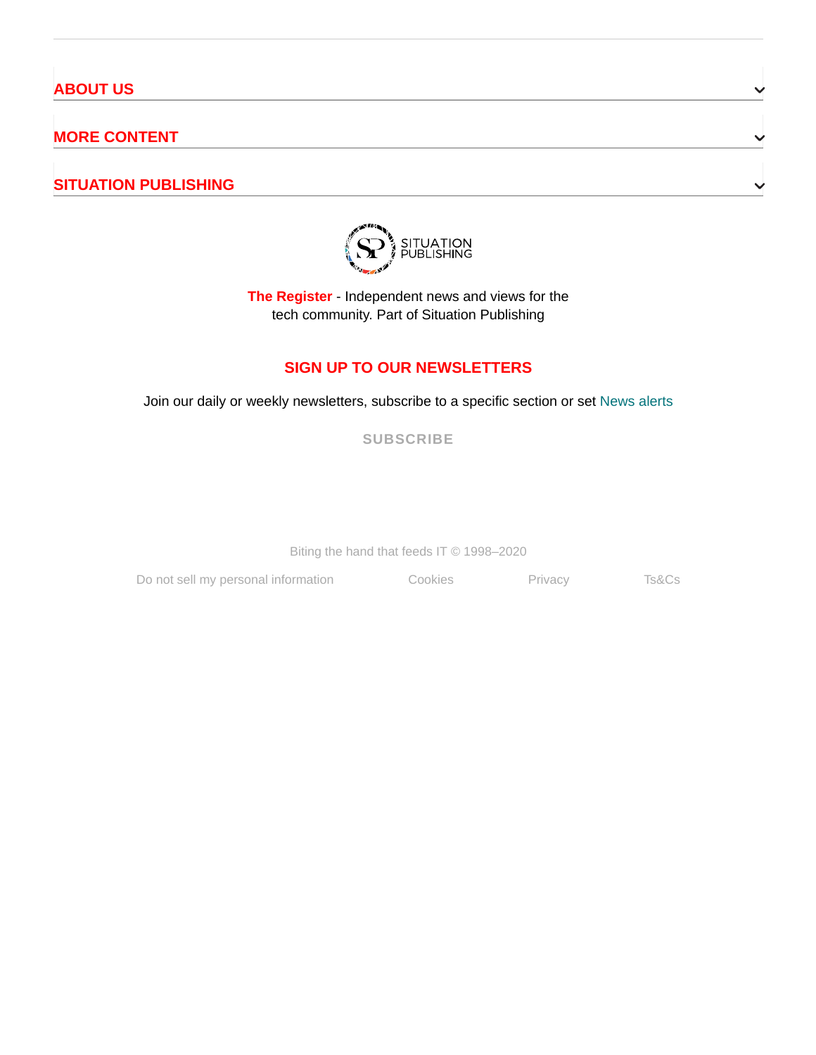## ABOUT US

## MORE CONTENT

## SITUATION PUBLISHING

SITUATION PUBLISHING

**The Register** - Independent news and views for the tech community. Part of Situation Publishing

## SIGN UP TO OUR NEWSLETTERS

Join our daily or weekly newsletters, subscribe to a specific section or set News alerts

SUBSCRIBE

Biting the hand that feeds IT © 1998–2020

Do not sell my personal information    Cookies    Privacy    Ts&Cs